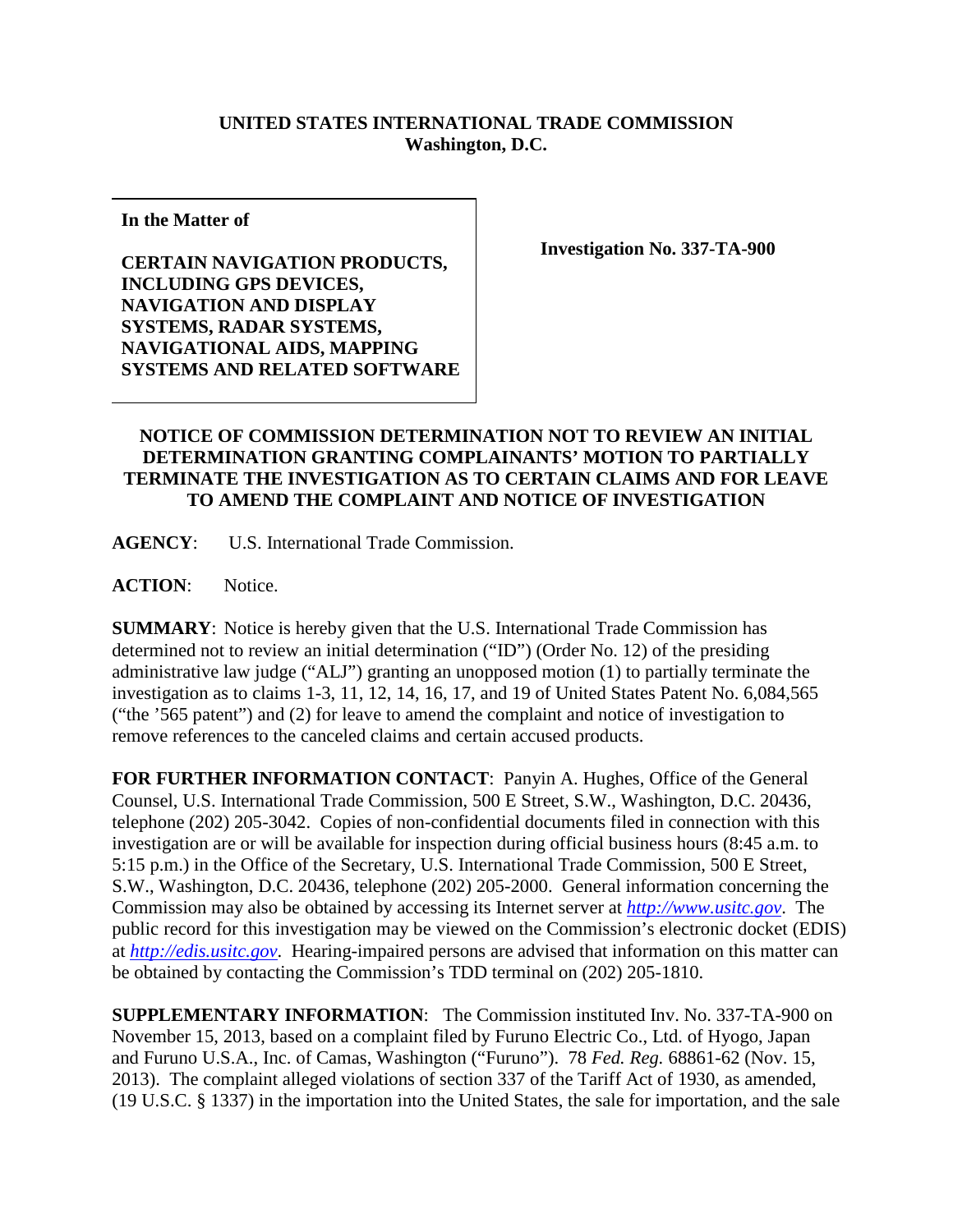**UNITED STATES INTERNATIONAL TRADE COMMISSION**
**Washington, D.C.**

| **In the Matter of**<br><br>**CERTAIN NAVIGATION PRODUCTS, INCLUDING GPS DEVICES, NAVIGATION AND DISPLAY SYSTEMS, RADAR SYSTEMS, NAVIGATIONAL AIDS, MAPPING SYSTEMS AND RELATED SOFTWARE** | **Investigation No. 337-TA-900** |
|---|---|

**NOTICE OF COMMISSION DETERMINATION NOT TO REVIEW AN INITIAL DETERMINATION GRANTING COMPLAINANTS' MOTION TO PARTIALLY TERMINATE THE INVESTIGATION AS TO CERTAIN CLAIMS AND FOR LEAVE TO AMEND THE COMPLAINT AND NOTICE OF INVESTIGATION**

**AGENCY**: U.S. International Trade Commission.

**ACTION**: Notice.

**SUMMARY**: Notice is hereby given that the U.S. International Trade Commission has determined not to review an initial determination ("ID") (Order No. 12) of the presiding administrative law judge ("ALJ") granting an unopposed motion (1) to partially terminate the investigation as to claims 1-3, 11, 12, 14, 16, 17, and 19 of United States Patent No. 6,084,565 ("the '565 patent") and (2) for leave to amend the complaint and notice of investigation to remove references to the canceled claims and certain accused products.

**FOR FURTHER INFORMATION CONTACT**: Panyin A. Hughes, Office of the General Counsel, U.S. International Trade Commission, 500 E Street, S.W., Washington, D.C. 20436, telephone (202) 205-3042. Copies of non-confidential documents filed in connection with this investigation are or will be available for inspection during official business hours (8:45 a.m. to 5:15 p.m.) in the Office of the Secretary, U.S. International Trade Commission, 500 E Street, S.W., Washington, D.C. 20436, telephone (202) 205-2000. General information concerning the Commission may also be obtained by accessing its Internet server at *http://www.usitc.gov*. The public record for this investigation may be viewed on the Commission's electronic docket (EDIS) at *http://edis.usitc.gov*. Hearing-impaired persons are advised that information on this matter can be obtained by contacting the Commission's TDD terminal on (202) 205-1810.

**SUPPLEMENTARY INFORMATION**: The Commission instituted Inv. No. 337-TA-900 on November 15, 2013, based on a complaint filed by Furuno Electric Co., Ltd. of Hyogo, Japan and Furuno U.S.A., Inc. of Camas, Washington ("Furuno"). 78 *Fed. Reg.* 68861-62 (Nov. 15, 2013). The complaint alleged violations of section 337 of the Tariff Act of 1930, as amended, (19 U.S.C. § 1337) in the importation into the United States, the sale for importation, and the sale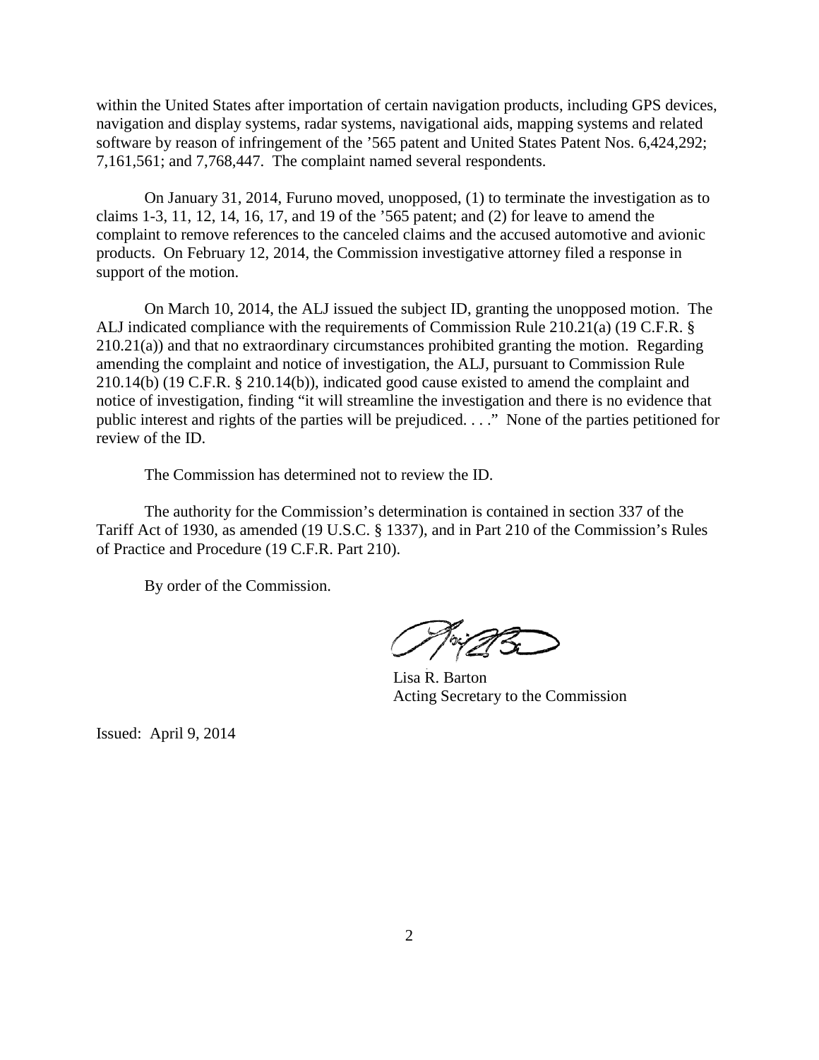within the United States after importation of certain navigation products, including GPS devices, navigation and display systems, radar systems, navigational aids, mapping systems and related software by reason of infringement of the '565 patent and United States Patent Nos. 6,424,292; 7,161,561; and 7,768,447. The complaint named several respondents.

On January 31, 2014, Furuno moved, unopposed, (1) to terminate the investigation as to claims 1-3, 11, 12, 14, 16, 17, and 19 of the '565 patent; and (2) for leave to amend the complaint to remove references to the canceled claims and the accused automotive and avionic products. On February 12, 2014, the Commission investigative attorney filed a response in support of the motion.

On March 10, 2014, the ALJ issued the subject ID, granting the unopposed motion. The ALJ indicated compliance with the requirements of Commission Rule 210.21(a) (19 C.F.R. § 210.21(a)) and that no extraordinary circumstances prohibited granting the motion. Regarding amending the complaint and notice of investigation, the ALJ, pursuant to Commission Rule 210.14(b) (19 C.F.R. § 210.14(b)), indicated good cause existed to amend the complaint and notice of investigation, finding "it will streamline the investigation and there is no evidence that public interest and rights of the parties will be prejudiced. . . ." None of the parties petitioned for review of the ID.

The Commission has determined not to review the ID.

The authority for the Commission's determination is contained in section 337 of the Tariff Act of 1930, as amended (19 U.S.C. § 1337), and in Part 210 of the Commission's Rules of Practice and Procedure (19 C.F.R. Part 210).

By order of the Commission.

Lisa R. Barton
Acting Secretary to the Commission

Issued: April 9, 2014